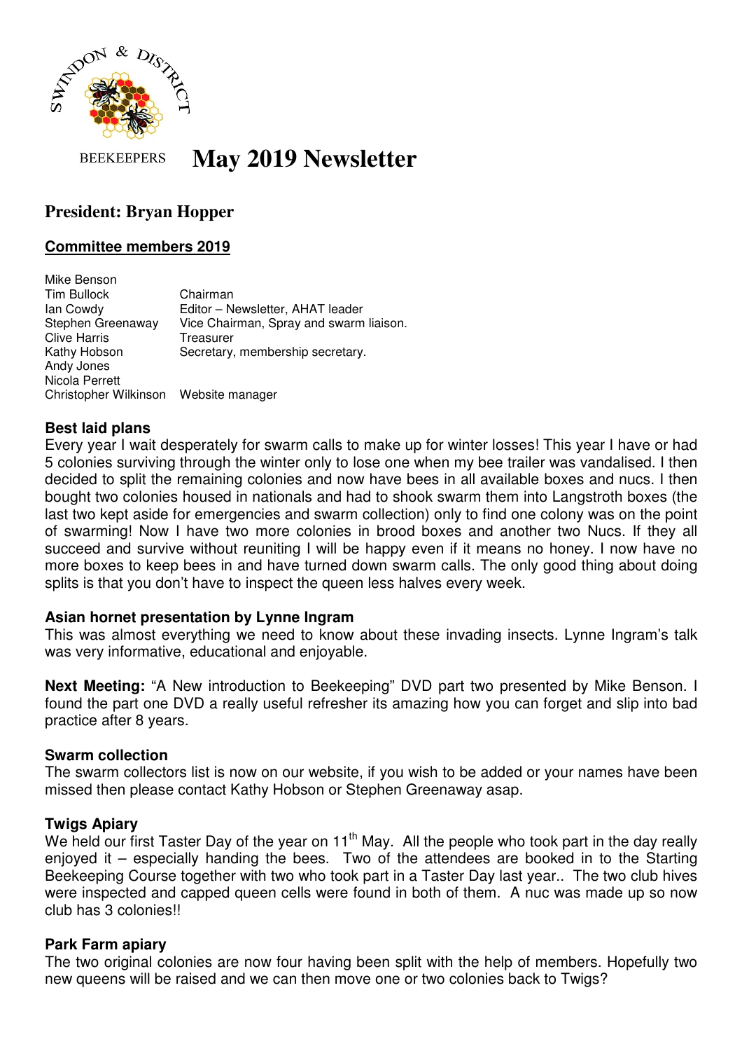BEEKEEPERS

# May 2019 Newsletter

## President: Bryan Hopper

**Committee members 2019**

| | |
|---|---|
| Mike Benson | |
| Tim Bullock | Chairman |
| Ian Cowdy | Editor – Newsletter, AHAT leader |
| Stephen Greenaway | Vice Chairman, Spray and swarm liaison. |
| Clive Harris | Treasurer |
| Kathy Hobson | Secretary, membership secretary. |
| Andy Jones | |
| Nicola Perrett | |
| Christopher Wilkinson | Website manager |

**Best laid plans**

Every year I wait desperately for swarm calls to make up for winter losses! This year I have or had 5 colonies surviving through the winter only to lose one when my bee trailer was vandalised. I then decided to split the remaining colonies and now have bees in all available boxes and nucs. I then bought two colonies housed in nationals and had to shook swarm them into Langstroth boxes (the last two kept aside for emergencies and swarm collection) only to find one colony was on the point of swarming! Now I have two more colonies in brood boxes and another two Nucs. If they all succeed and survive without reuniting I will be happy even if it means no honey. I now have no more boxes to keep bees in and have turned down swarm calls. The only good thing about doing splits is that you don't have to inspect the queen less halves every week.

**Asian hornet presentation by Lynne Ingram**

This was almost everything we need to know about these invading insects. Lynne Ingram's talk was very informative, educational and enjoyable.

**Next Meeting:** "A New introduction to Beekeeping" DVD part two presented by Mike Benson. I found the part one DVD a really useful refresher its amazing how you can forget and slip into bad practice after 8 years.

**Swarm collection**

The swarm collectors list is now on our website, if you wish to be added or your names have been missed then please contact Kathy Hobson or Stephen Greenaway asap.

**Twigs Apiary**

We held our first Taster Day of the year on 11th May. All the people who took part in the day really enjoyed it – especially handing the bees. Two of the attendees are booked in to the Starting Beekeeping Course together with two who took part in a Taster Day last year.. The two club hives were inspected and capped queen cells were found in both of them. A nuc was made up so now club has 3 colonies!!

**Park Farm apiary**

The two original colonies are now four having been split with the help of members. Hopefully two new queens will be raised and we can then move one or two colonies back to Twigs?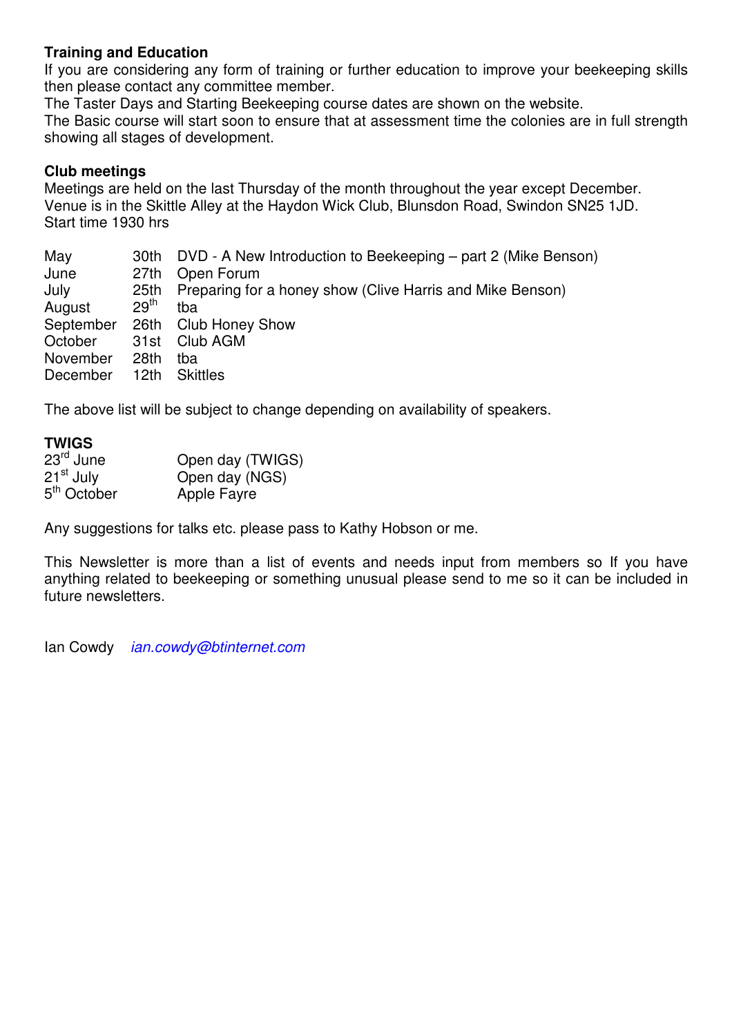**Training and Education**

If you are considering any form of training or further education to improve your beekeeping skills then please contact any committee member.
The Taster Days and Starting Beekeeping course dates are shown on the website.
The Basic course will start soon to ensure that at assessment time the colonies are in full strength showing all stages of development.

**Club meetings**

Meetings are held on the last Thursday of the month throughout the year except December.
Venue is in the Skittle Alley at the Haydon Wick Club, Blunsdon Road, Swindon SN25 1JD.
Start time 1930 hrs

| | | |
|---|---|---|
| May | 30th | DVD - A New Introduction to Beekeeping – part 2 (Mike Benson) |
| June | 27th | Open Forum |
| July | 25th | Preparing for a honey show (Clive Harris and Mike Benson) |
| August | 29th | tba |
| September | 26th | Club Honey Show |
| October | 31st | Club AGM |
| November | 28th | tba |
| December | 12th | Skittles |

The above list will be subject to change depending on availability of speakers.

**TWIGS**

| | |
|---|---|
| 23rd June | Open day (TWIGS) |
| 21st July | Open day (NGS) |
| 5th October | Apple Fayre |

Any suggestions for talks etc. please pass to Kathy Hobson or me.

This Newsletter is more than a list of events and needs input from members so If you have anything related to beekeeping or something unusual please send to me so it can be included in future newsletters.

Ian Cowdy *ian.cowdy@btinternet.com*